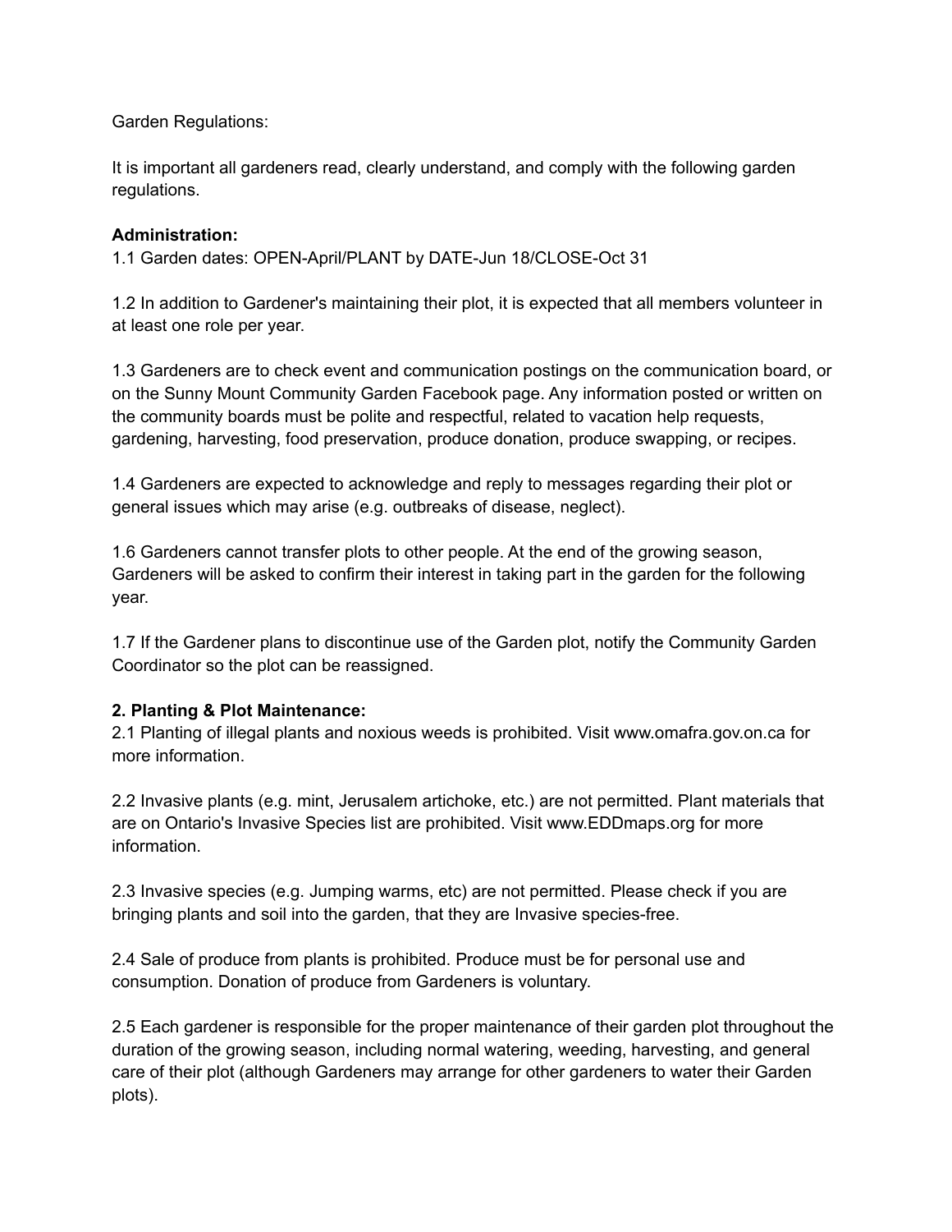Garden Regulations:

It is important all gardeners read, clearly understand, and comply with the following garden regulations.

**Administration:**

1.1 Garden dates: OPEN-April/PLANT by DATE-Jun 18/CLOSE-Oct 31

1.2 In addition to Gardener's maintaining their plot, it is expected that all members volunteer in at least one role per year.

1.3 Gardeners are to check event and communication postings on the communication board, or on the Sunny Mount Community Garden Facebook page. Any information posted or written on the community boards must be polite and respectful, related to vacation help requests, gardening, harvesting, food preservation, produce donation, produce swapping, or recipes.

1.4 Gardeners are expected to acknowledge and reply to messages regarding their plot or general issues which may arise (e.g. outbreaks of disease, neglect).

1.6 Gardeners cannot transfer plots to other people. At the end of the growing season, Gardeners will be asked to confirm their interest in taking part in the garden for the following year.

1.7 If the Gardener plans to discontinue use of the Garden plot, notify the Community Garden Coordinator so the plot can be reassigned.

**2. Planting & Plot Maintenance:**

2.1 Planting of illegal plants and noxious weeds is prohibited. Visit www.omafra.gov.on.ca for more information.

2.2 Invasive plants (e.g. mint, Jerusalem artichoke, etc.) are not permitted. Plant materials that are on Ontario's Invasive Species list are prohibited. Visit www.EDDmaps.org for more information.

2.3 Invasive species (e.g. Jumping warms, etc) are not permitted. Please check if you are bringing plants and soil into the garden, that they are Invasive species-free.

2.4 Sale of produce from plants is prohibited. Produce must be for personal use and consumption. Donation of produce from Gardeners is voluntary.

2.5 Each gardener is responsible for the proper maintenance of their garden plot throughout the duration of the growing season, including normal watering, weeding, harvesting, and general care of their plot (although Gardeners may arrange for other gardeners to water their Garden plots).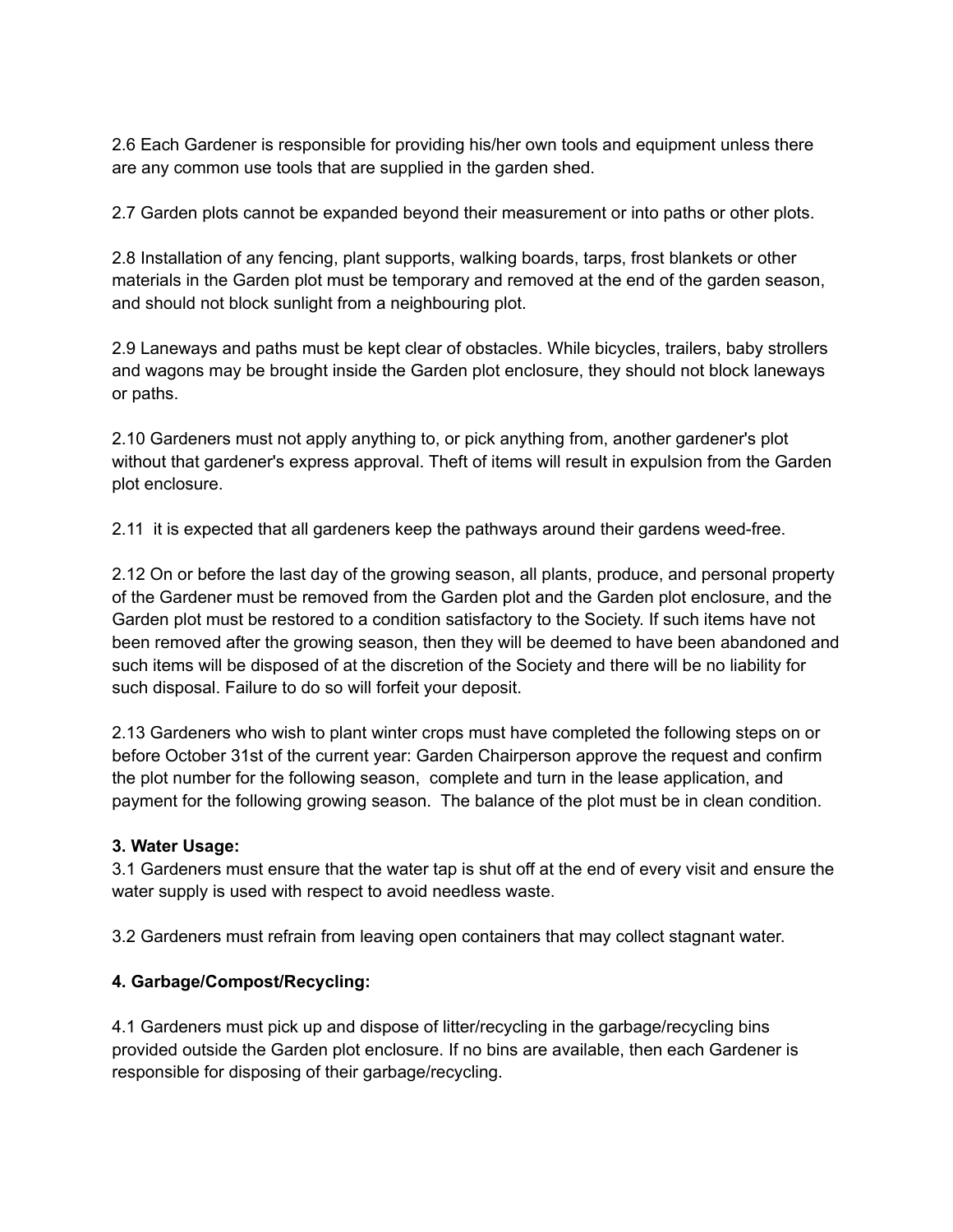2.6 Each Gardener is responsible for providing his/her own tools and equipment unless there are any common use tools that are supplied in the garden shed.

2.7 Garden plots cannot be expanded beyond their measurement or into paths or other plots.

2.8 Installation of any fencing, plant supports, walking boards, tarps, frost blankets or other materials in the Garden plot must be temporary and removed at the end of the garden season, and should not block sunlight from a neighbouring plot.

2.9 Laneways and paths must be kept clear of obstacles. While bicycles, trailers, baby strollers and wagons may be brought inside the Garden plot enclosure, they should not block laneways or paths.

2.10 Gardeners must not apply anything to, or pick anything from, another gardener's plot without that gardener's express approval. Theft of items will result in expulsion from the Garden plot enclosure.

2.11 it is expected that all gardeners keep the pathways around their gardens weed-free.

2.12 On or before the last day of the growing season, all plants, produce, and personal property of the Gardener must be removed from the Garden plot and the Garden plot enclosure, and the Garden plot must be restored to a condition satisfactory to the Society. If such items have not been removed after the growing season, then they will be deemed to have been abandoned and such items will be disposed of at the discretion of the Society and there will be no liability for such disposal. Failure to do so will forfeit your deposit.

2.13 Gardeners who wish to plant winter crops must have completed the following steps on or before October 31st of the current year: Garden Chairperson approve the request and confirm the plot number for the following season, complete and turn in the lease application, and payment for the following growing season. The balance of the plot must be in clean condition.

**3. Water Usage:**

3.1 Gardeners must ensure that the water tap is shut off at the end of every visit and ensure the water supply is used with respect to avoid needless waste.

3.2 Gardeners must refrain from leaving open containers that may collect stagnant water.

**4. Garbage/Compost/Recycling:**

4.1 Gardeners must pick up and dispose of litter/recycling in the garbage/recycling bins provided outside the Garden plot enclosure. If no bins are available, then each Gardener is responsible for disposing of their garbage/recycling.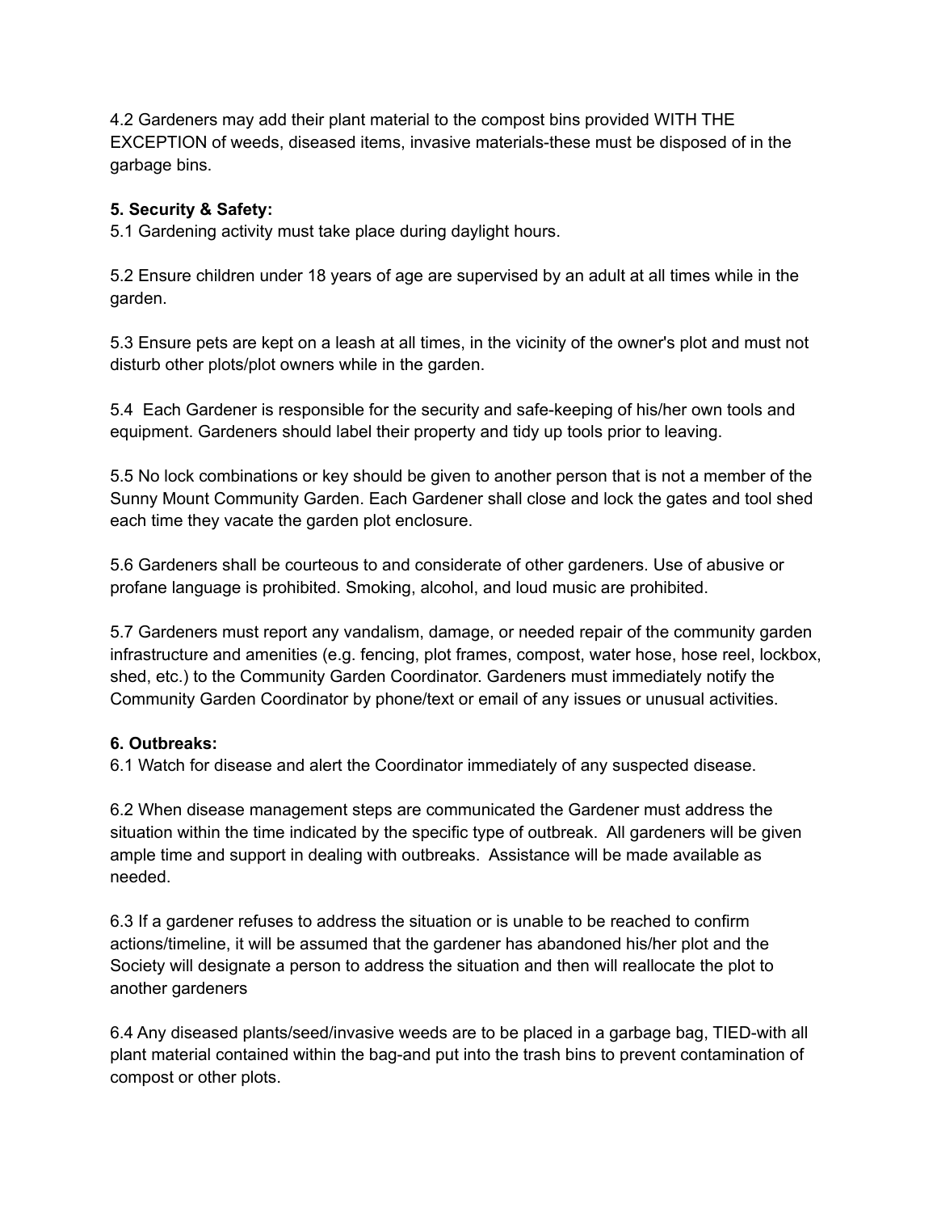4.2 Gardeners may add their plant material to the compost bins provided WITH THE EXCEPTION of weeds, diseased items, invasive materials-these must be disposed of in the garbage bins.

**5. Security & Safety:**

5.1 Gardening activity must take place during daylight hours.

5.2 Ensure children under 18 years of age are supervised by an adult at all times while in the garden.

5.3 Ensure pets are kept on a leash at all times, in the vicinity of the owner's plot and must not disturb other plots/plot owners while in the garden.

5.4 Each Gardener is responsible for the security and safe-keeping of his/her own tools and equipment. Gardeners should label their property and tidy up tools prior to leaving.

5.5 No lock combinations or key should be given to another person that is not a member of the Sunny Mount Community Garden. Each Gardener shall close and lock the gates and tool shed each time they vacate the garden plot enclosure.

5.6 Gardeners shall be courteous to and considerate of other gardeners. Use of abusive or profane language is prohibited. Smoking, alcohol, and loud music are prohibited.

5.7 Gardeners must report any vandalism, damage, or needed repair of the community garden infrastructure and amenities (e.g. fencing, plot frames, compost, water hose, hose reel, lockbox, shed, etc.) to the Community Garden Coordinator. Gardeners must immediately notify the Community Garden Coordinator by phone/text or email of any issues or unusual activities.

**6. Outbreaks:**

6.1 Watch for disease and alert the Coordinator immediately of any suspected disease.

6.2 When disease management steps are communicated the Gardener must address the situation within the time indicated by the specific type of outbreak. All gardeners will be given ample time and support in dealing with outbreaks. Assistance will be made available as needed.

6.3 If a gardener refuses to address the situation or is unable to be reached to confirm actions/timeline, it will be assumed that the gardener has abandoned his/her plot and the Society will designate a person to address the situation and then will reallocate the plot to another gardeners

6.4 Any diseased plants/seed/invasive weeds are to be placed in a garbage bag, TIED-with all plant material contained within the bag-and put into the trash bins to prevent contamination of compost or other plots.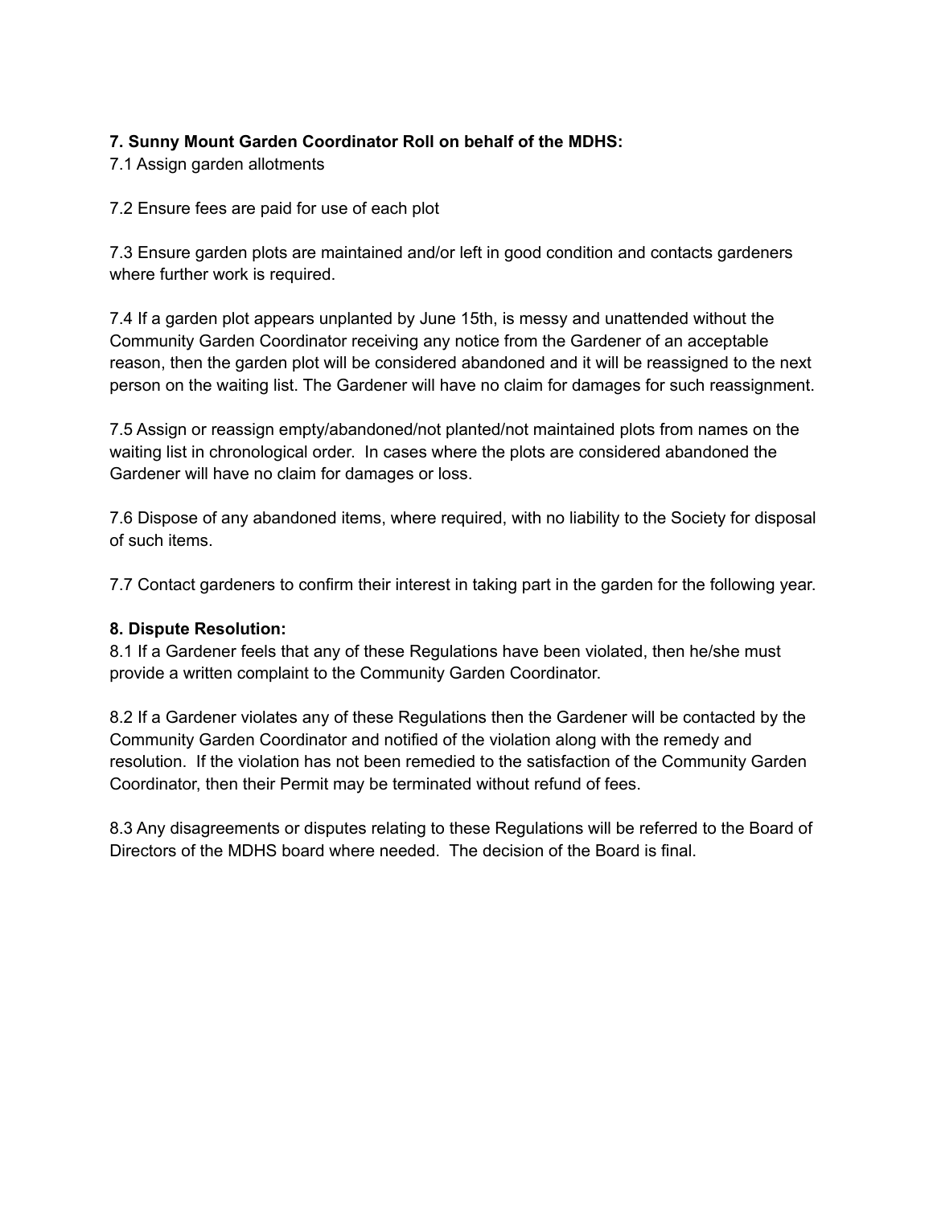**7. Sunny Mount Garden Coordinator Roll on behalf of the MDHS:**

7.1 Assign garden allotments

7.2 Ensure fees are paid for use of each plot

7.3 Ensure garden plots are maintained and/or left in good condition and contacts gardeners where further work is required.

7.4 If a garden plot appears unplanted by June 15th, is messy and unattended without the Community Garden Coordinator receiving any notice from the Gardener of an acceptable reason, then the garden plot will be considered abandoned and it will be reassigned to the next person on the waiting list. The Gardener will have no claim for damages for such reassignment.

7.5 Assign or reassign empty/abandoned/not planted/not maintained plots from names on the waiting list in chronological order. In cases where the plots are considered abandoned the Gardener will have no claim for damages or loss.

7.6 Dispose of any abandoned items, where required, with no liability to the Society for disposal of such items.

7.7 Contact gardeners to confirm their interest in taking part in the garden for the following year.

**8. Dispute Resolution:**

8.1 If a Gardener feels that any of these Regulations have been violated, then he/she must provide a written complaint to the Community Garden Coordinator.

8.2 If a Gardener violates any of these Regulations then the Gardener will be contacted by the Community Garden Coordinator and notified of the violation along with the remedy and resolution. If the violation has not been remedied to the satisfaction of the Community Garden Coordinator, then their Permit may be terminated without refund of fees.

8.3 Any disagreements or disputes relating to these Regulations will be referred to the Board of Directors of the MDHS board where needed. The decision of the Board is final.